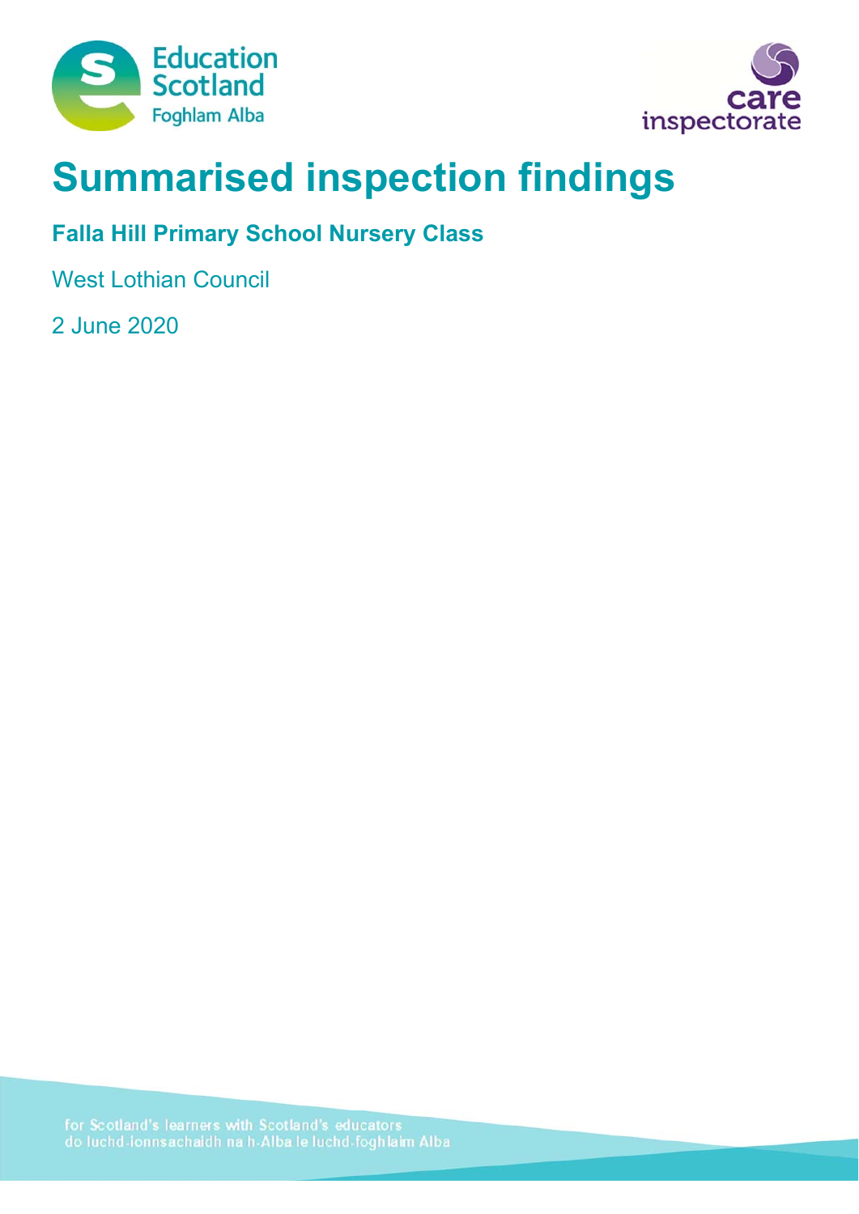# Summarised inspection findings

## Falla Hill Primary School Nursery Class

West Lothian Council

2 June 2020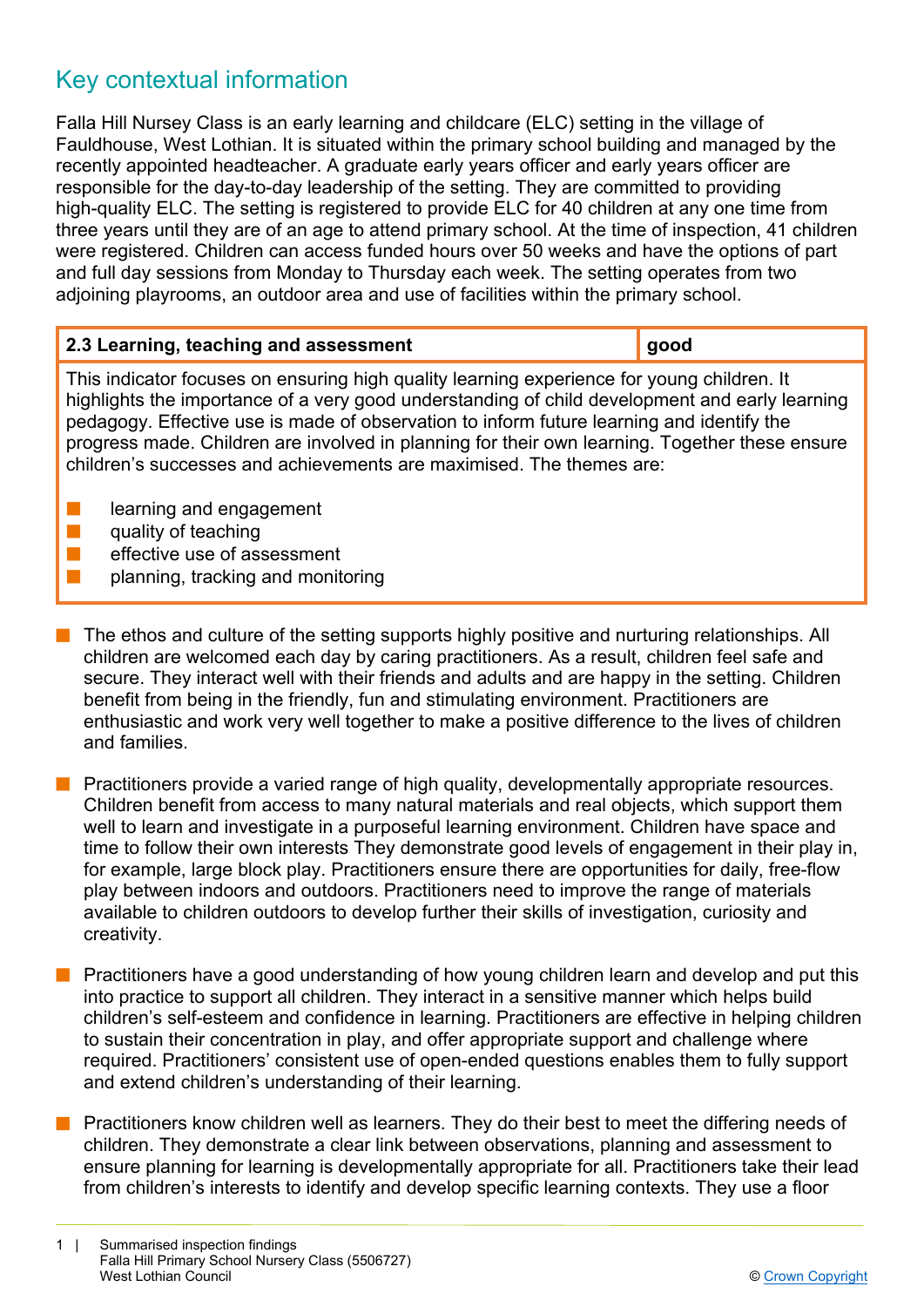## Key contextual information

Falla Hill Nursey Class is an early learning and childcare (ELC) setting in the village of Fauldhouse, West Lothian. It is situated within the primary school building and managed by the recently appointed headteacher. A graduate early years officer and early years officer are responsible for the day-to-day leadership of the setting. They are committed to providing high-quality ELC. The setting is registered to provide ELC for 40 children at any one time from three years until they are of an age to attend primary school. At the time of inspection, 41 children were registered. Children can access funded hours over 50 weeks and have the options of part and full day sessions from Monday to Thursday each week. The setting operates from two adjoining playrooms, an outdoor area and use of facilities within the primary school.

| 2.3 Learning, teaching and assessment | good |
|---|---|

This indicator focuses on ensuring high quality learning experience for young children. It highlights the importance of a very good understanding of child development and early learning pedagogy. Effective use is made of observation to inform future learning and identify the progress made. Children are involved in planning for their own learning. Together these ensure children's successes and achievements are maximised. The themes are:

- learning and engagement
- quality of teaching
- effective use of assessment
- planning, tracking and monitoring

- The ethos and culture of the setting supports highly positive and nurturing relationships. All children are welcomed each day by caring practitioners. As a result, children feel safe and secure. They interact well with their friends and adults and are happy in the setting. Children benefit from being in the friendly, fun and stimulating environment. Practitioners are enthusiastic and work very well together to make a positive difference to the lives of children and families.

- Practitioners provide a varied range of high quality, developmentally appropriate resources. Children benefit from access to many natural materials and real objects, which support them well to learn and investigate in a purposeful learning environment. Children have space and time to follow their own interests They demonstrate good levels of engagement in their play in, for example, large block play. Practitioners ensure there are opportunities for daily, free-flow play between indoors and outdoors. Practitioners need to improve the range of materials available to children outdoors to develop further their skills of investigation, curiosity and creativity.

- Practitioners have a good understanding of how young children learn and develop and put this into practice to support all children. They interact in a sensitive manner which helps build children's self-esteem and confidence in learning. Practitioners are effective in helping children to sustain their concentration in play, and offer appropriate support and challenge where required. Practitioners' consistent use of open-ended questions enables them to fully support and extend children's understanding of their learning.

- Practitioners know children well as learners. They do their best to meet the differing needs of children. They demonstrate a clear link between observations, planning and assessment to ensure planning for learning is developmentally appropriate for all. Practitioners take their lead from children's interests to identify and develop specific learning contexts. They use a floor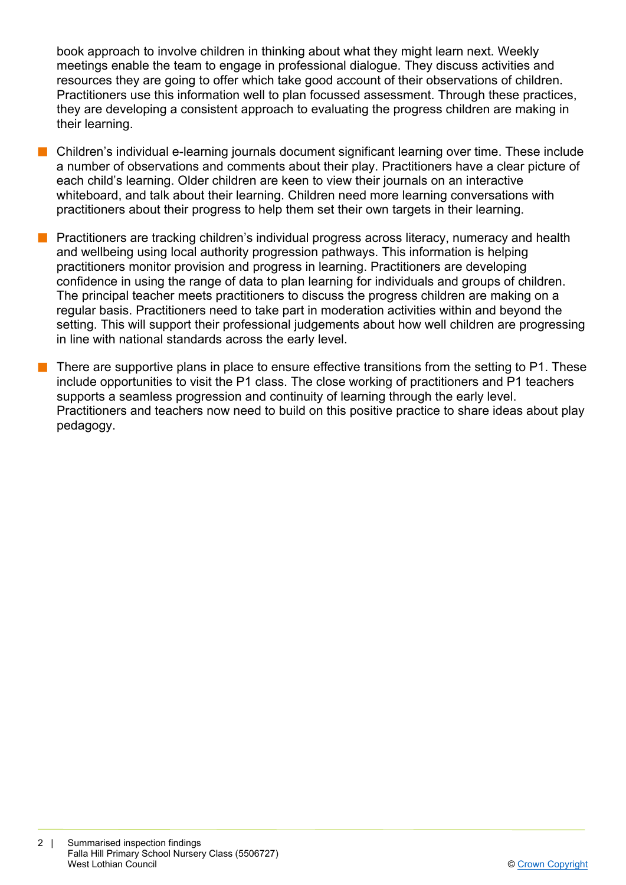book approach to involve children in thinking about what they might learn next. Weekly meetings enable the team to engage in professional dialogue. They discuss activities and resources they are going to offer which take good account of their observations of children. Practitioners use this information well to plan focussed assessment. Through these practices, they are developing a consistent approach to evaluating the progress children are making in their learning.

- Children's individual e-learning journals document significant learning over time. These include a number of observations and comments about their play. Practitioners have a clear picture of each child's learning. Older children are keen to view their journals on an interactive whiteboard, and talk about their learning. Children need more learning conversations with practitioners about their progress to help them set their own targets in their learning.

- Practitioners are tracking children's individual progress across literacy, numeracy and health and wellbeing using local authority progression pathways. This information is helping practitioners monitor provision and progress in learning. Practitioners are developing confidence in using the range of data to plan learning for individuals and groups of children. The principal teacher meets practitioners to discuss the progress children are making on a regular basis. Practitioners need to take part in moderation activities within and beyond the setting. This will support their professional judgements about how well children are progressing in line with national standards across the early level.

- There are supportive plans in place to ensure effective transitions from the setting to P1. These include opportunities to visit the P1 class. The close working of practitioners and P1 teachers supports a seamless progression and continuity of learning through the early level. Practitioners and teachers now need to build on this positive practice to share ideas about play pedagogy.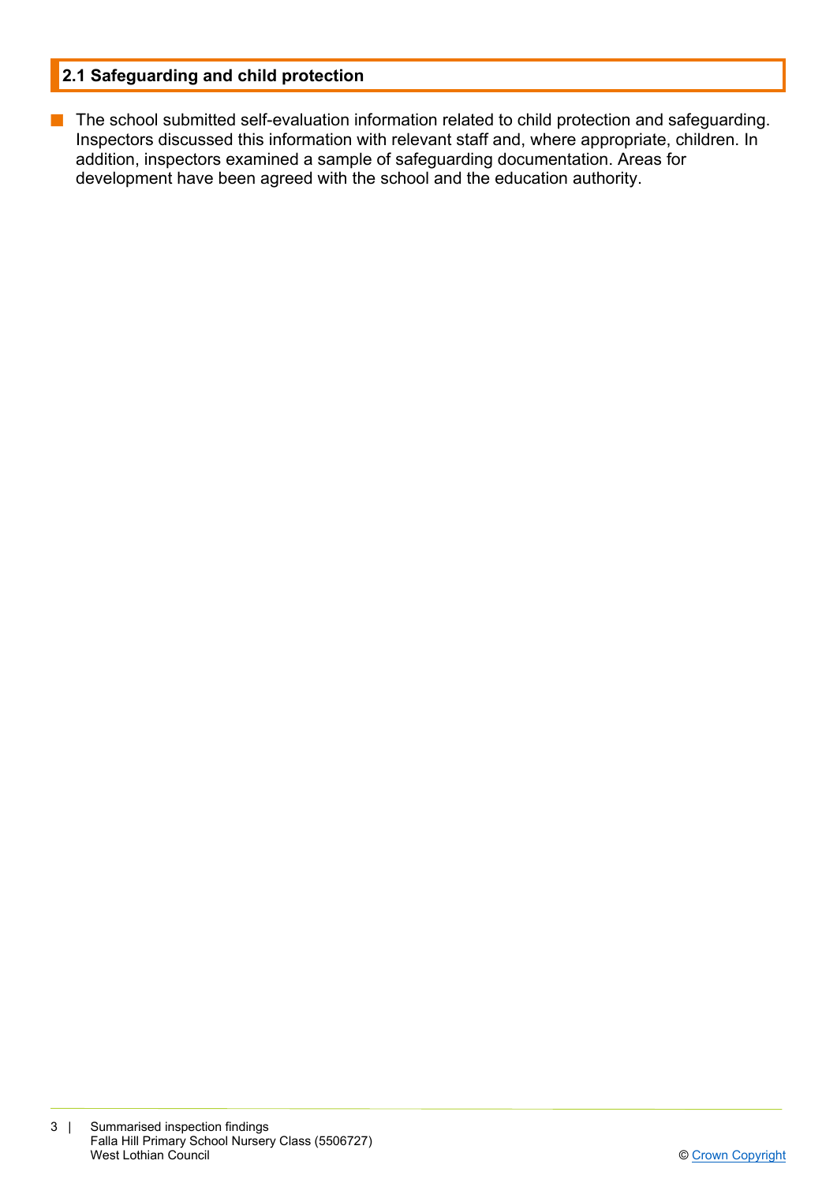## 2.1 Safeguarding and child protection

- The school submitted self-evaluation information related to child protection and safeguarding. Inspectors discussed this information with relevant staff and, where appropriate, children. In addition, inspectors examined a sample of safeguarding documentation. Areas for development have been agreed with the school and the education authority.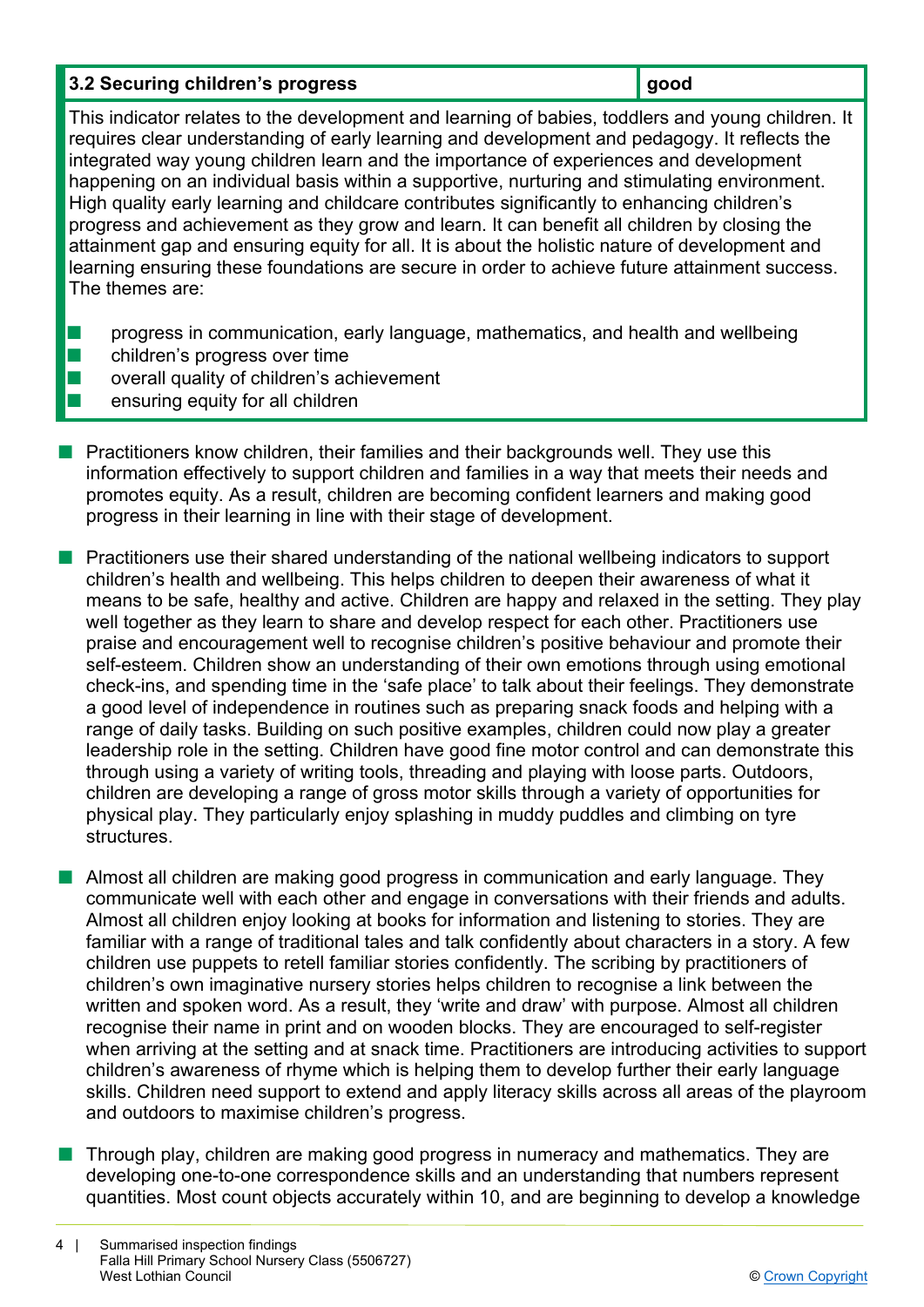| 3.2 Securing children's progress | good |
| --- | --- |

This indicator relates to the development and learning of babies, toddlers and young children. It requires clear understanding of early learning and development and pedagogy. It reflects the integrated way young children learn and the importance of experiences and development happening on an individual basis within a supportive, nurturing and stimulating environment. High quality early learning and childcare contributes significantly to enhancing children's progress and achievement as they grow and learn. It can benefit all children by closing the attainment gap and ensuring equity for all. It is about the holistic nature of development and learning ensuring these foundations are secure in order to achieve future attainment success. The themes are:

- progress in communication, early language, mathematics, and health and wellbeing
- children's progress over time
- overall quality of children's achievement
- ensuring equity for all children

- Practitioners know children, their families and their backgrounds well. They use this information effectively to support children and families in a way that meets their needs and promotes equity. As a result, children are becoming confident learners and making good progress in their learning in line with their stage of development.

- Practitioners use their shared understanding of the national wellbeing indicators to support children's health and wellbeing. This helps children to deepen their awareness of what it means to be safe, healthy and active. Children are happy and relaxed in the setting. They play well together as they learn to share and develop respect for each other. Practitioners use praise and encouragement well to recognise children's positive behaviour and promote their self-esteem. Children show an understanding of their own emotions through using emotional check-ins, and spending time in the 'safe place' to talk about their feelings. They demonstrate a good level of independence in routines such as preparing snack foods and helping with a range of daily tasks. Building on such positive examples, children could now play a greater leadership role in the setting. Children have good fine motor control and can demonstrate this through using a variety of writing tools, threading and playing with loose parts. Outdoors, children are developing a range of gross motor skills through a variety of opportunities for physical play. They particularly enjoy splashing in muddy puddles and climbing on tyre structures.

- Almost all children are making good progress in communication and early language. They communicate well with each other and engage in conversations with their friends and adults. Almost all children enjoy looking at books for information and listening to stories. They are familiar with a range of traditional tales and talk confidently about characters in a story. A few children use puppets to retell familiar stories confidently. The scribing by practitioners of children's own imaginative nursery stories helps children to recognise a link between the written and spoken word. As a result, they 'write and draw' with purpose. Almost all children recognise their name in print and on wooden blocks. They are encouraged to self-register when arriving at the setting and at snack time. Practitioners are introducing activities to support children's awareness of rhyme which is helping them to develop further their early language skills. Children need support to extend and apply literacy skills across all areas of the playroom and outdoors to maximise children's progress.

- Through play, children are making good progress in numeracy and mathematics. They are developing one-to-one correspondence skills and an understanding that numbers represent quantities. Most count objects accurately within 10, and are beginning to develop a knowledge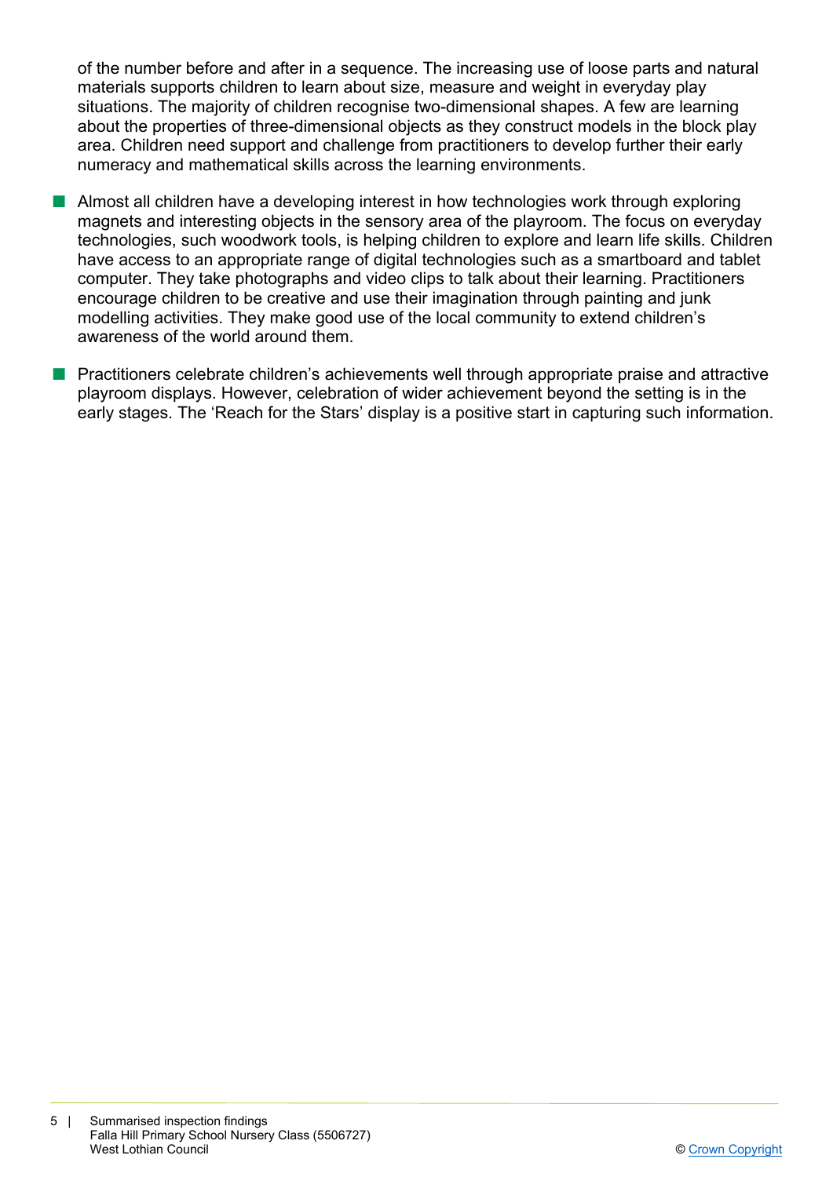of the number before and after in a sequence. The increasing use of loose parts and natural materials supports children to learn about size, measure and weight in everyday play situations. The majority of children recognise two-dimensional shapes. A few are learning about the properties of three-dimensional objects as they construct models in the block play area. Children need support and challenge from practitioners to develop further their early numeracy and mathematical skills across the learning environments.

- Almost all children have a developing interest in how technologies work through exploring magnets and interesting objects in the sensory area of the playroom. The focus on everyday technologies, such woodwork tools, is helping children to explore and learn life skills. Children have access to an appropriate range of digital technologies such as a smartboard and tablet computer. They take photographs and video clips to talk about their learning. Practitioners encourage children to be creative and use their imagination through painting and junk modelling activities. They make good use of the local community to extend children's awareness of the world around them.

- Practitioners celebrate children's achievements well through appropriate praise and attractive playroom displays. However, celebration of wider achievement beyond the setting is in the early stages. The 'Reach for the Stars' display is a positive start in capturing such information.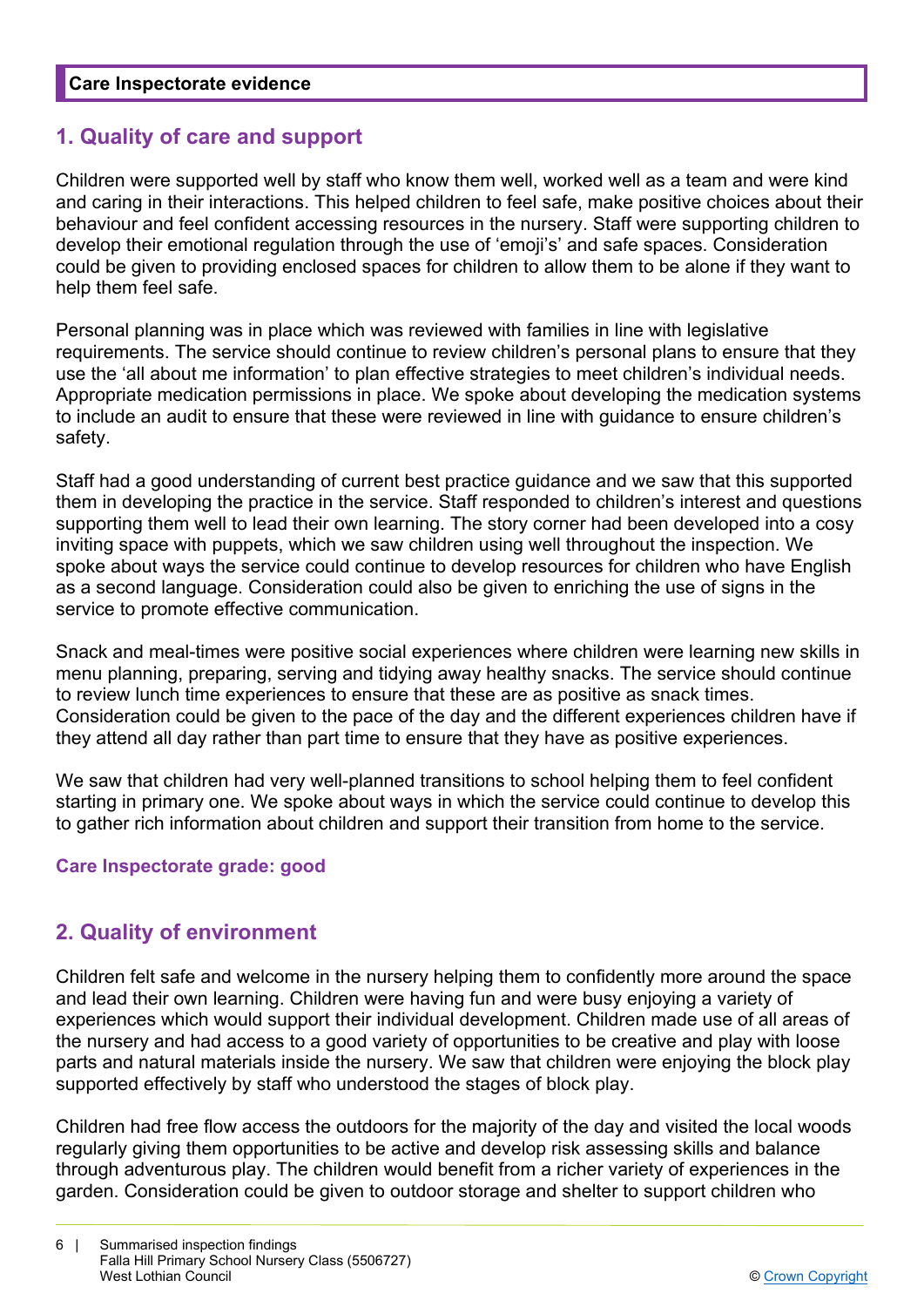**Care Inspectorate evidence**

## 1. Quality of care and support

Children were supported well by staff who know them well, worked well as a team and were kind and caring in their interactions. This helped children to feel safe, make positive choices about their behaviour and feel confident accessing resources in the nursery. Staff were supporting children to develop their emotional regulation through the use of 'emoji's' and safe spaces. Consideration could be given to providing enclosed spaces for children to allow them to be alone if they want to help them feel safe.

Personal planning was in place which was reviewed with families in line with legislative requirements. The service should continue to review children's personal plans to ensure that they use the 'all about me information' to plan effective strategies to meet children's individual needs. Appropriate medication permissions in place. We spoke about developing the medication systems to include an audit to ensure that these were reviewed in line with guidance to ensure children's safety.

Staff had a good understanding of current best practice guidance and we saw that this supported them in developing the practice in the service. Staff responded to children's interest and questions supporting them well to lead their own learning. The story corner had been developed into a cosy inviting space with puppets, which we saw children using well throughout the inspection. We spoke about ways the service could continue to develop resources for children who have English as a second language. Consideration could also be given to enriching the use of signs in the service to promote effective communication.

Snack and meal-times were positive social experiences where children were learning new skills in menu planning, preparing, serving and tidying away healthy snacks. The service should continue to review lunch time experiences to ensure that these are as positive as snack times. Consideration could be given to the pace of the day and the different experiences children have if they attend all day rather than part time to ensure that they have as positive experiences.

We saw that children had very well-planned transitions to school helping them to feel confident starting in primary one. We spoke about ways in which the service could continue to develop this to gather rich information about children and support their transition from home to the service.

**Care Inspectorate grade: good**

## 2. Quality of environment

Children felt safe and welcome in the nursery helping them to confidently more around the space and lead their own learning. Children were having fun and were busy enjoying a variety of experiences which would support their individual development. Children made use of all areas of the nursery and had access to a good variety of opportunities to be creative and play with loose parts and natural materials inside the nursery. We saw that children were enjoying the block play supported effectively by staff who understood the stages of block play.

Children had free flow access the outdoors for the majority of the day and visited the local woods regularly giving them opportunities to be active and develop risk assessing skills and balance through adventurous play. The children would benefit from a richer variety of experiences in the garden. Consideration could be given to outdoor storage and shelter to support children who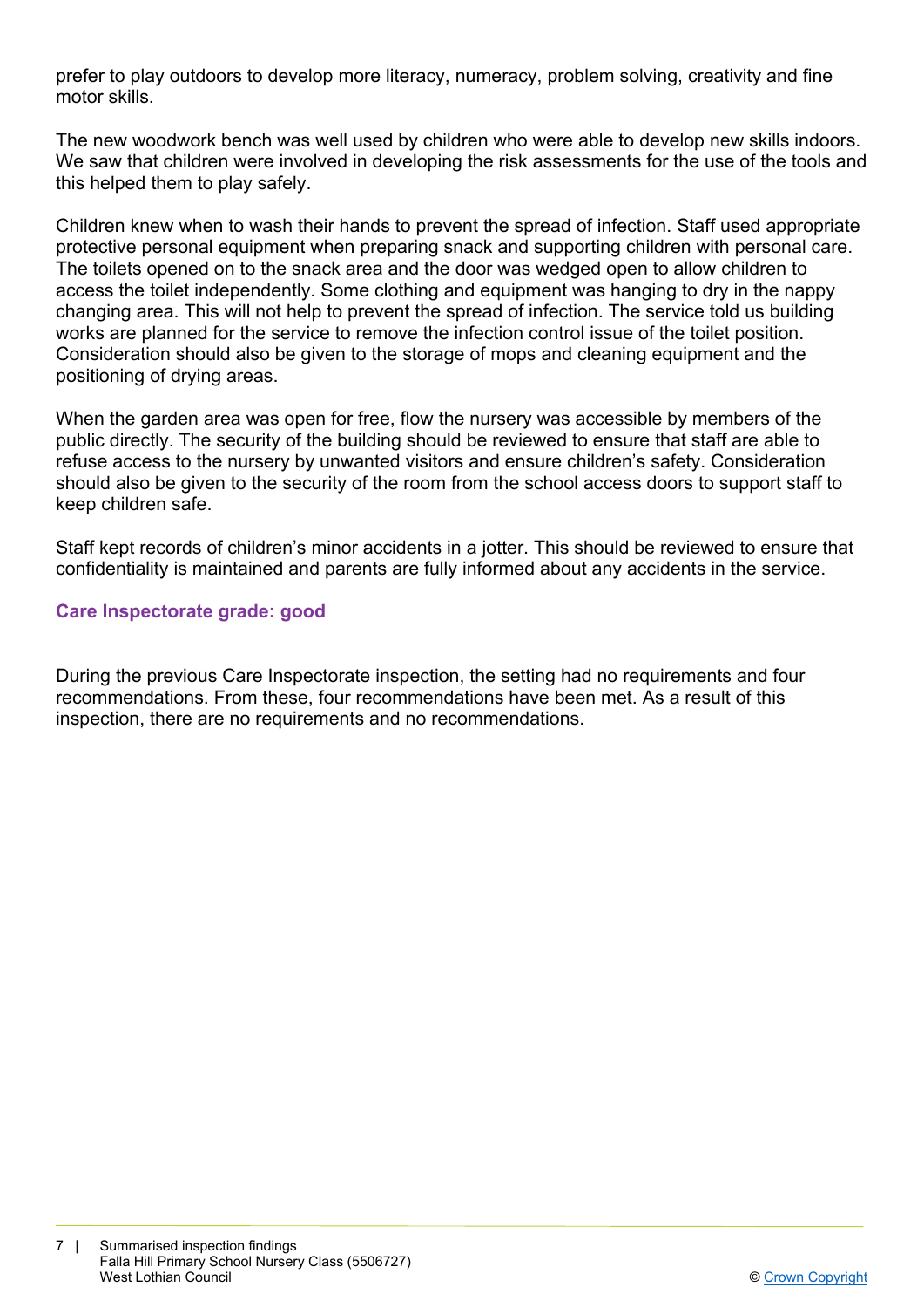prefer to play outdoors to develop more literacy, numeracy, problem solving, creativity and fine motor skills.

The new woodwork bench was well used by children who were able to develop new skills indoors. We saw that children were involved in developing the risk assessments for the use of the tools and this helped them to play safely.

Children knew when to wash their hands to prevent the spread of infection. Staff used appropriate protective personal equipment when preparing snack and supporting children with personal care. The toilets opened on to the snack area and the door was wedged open to allow children to access the toilet independently. Some clothing and equipment was hanging to dry in the nappy changing area. This will not help to prevent the spread of infection. The service told us building works are planned for the service to remove the infection control issue of the toilet position. Consideration should also be given to the storage of mops and cleaning equipment and the positioning of drying areas.

When the garden area was open for free, flow the nursery was accessible by members of the public directly. The security of the building should be reviewed to ensure that staff are able to refuse access to the nursery by unwanted visitors and ensure children's safety. Consideration should also be given to the security of the room from the school access doors to support staff to keep children safe.

Staff kept records of children's minor accidents in a jotter. This should be reviewed to ensure that confidentiality is maintained and parents are fully informed about any accidents in the service.

**Care Inspectorate grade: good**

During the previous Care Inspectorate inspection, the setting had no requirements and four recommendations. From these, four recommendations have been met. As a result of this inspection, there are no requirements and no recommendations.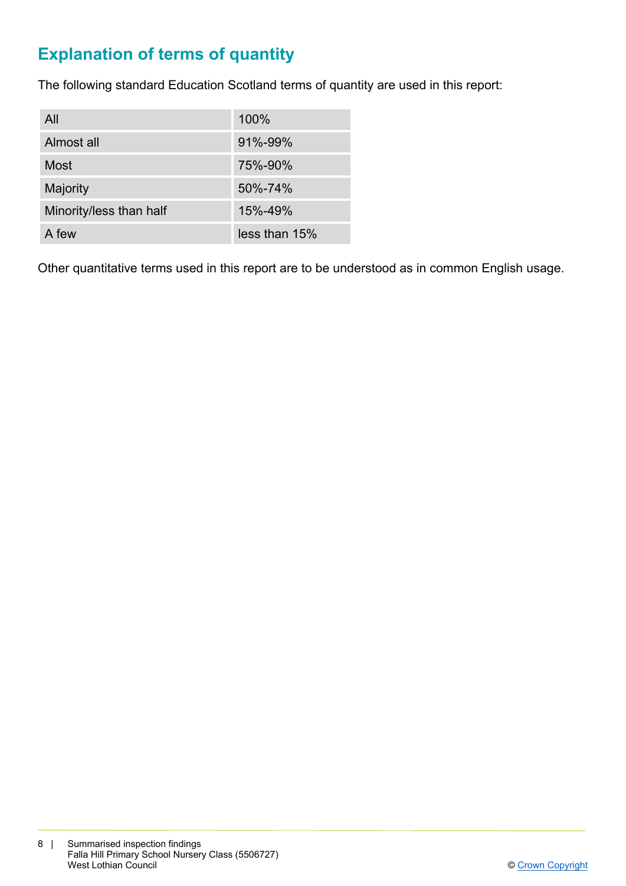## Explanation of terms of quantity

The following standard Education Scotland terms of quantity are used in this report:

| | |
|---|---|
| All | 100% |
| Almost all | 91%-99% |
| Most | 75%-90% |
| Majority | 50%-74% |
| Minority/less than half | 15%-49% |
| A few | less than 15% |

Other quantitative terms used in this report are to be understood as in common English usage.